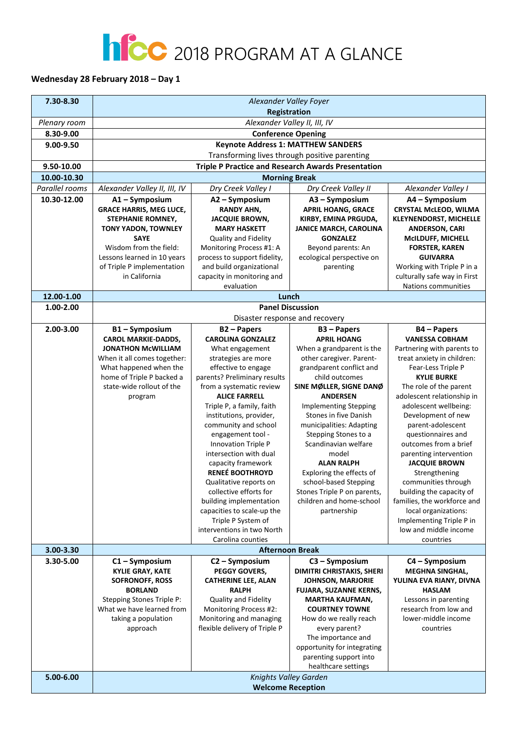# hfcc 2018 PROGRAM AT A GLANCE

**Wednesday 28 February 2018 – Day 1**

| **7.30-8.30** | *Alexander Valley Foyer* **Registration** | | | |
|---|---|---|---|---|
| *Plenary room* | *Alexander Valley II, III, IV* | | | |
| **8.30-9.00** | **Conference Opening** | | | |
| **9.00-9.50** | **Keynote Address 1: MATTHEW SANDERS** Transforming lives through positive parenting | | | |
| **9.50-10.00** | **Triple P Practice and Research Awards Presentation** | | | |
| **10.00-10.30** | **Morning Break** | | | |
| *Parallel rooms* | *Alexander Valley II, III, IV* | *Dry Creek Valley I* | *Dry Creek Valley II* | *Alexander Valley I* |
| **10.30-12.00** | **A1 – Symposium** **GRACE HARRIS, MEG LUCE, STEPHANIE ROMNEY, TONY YADON, TOWNLEY SAYE** Wisdom from the field: Lessons learned in 10 years of Triple P implementation in California | **A2 – Symposium** **RANDY AHN, JACQUIE BROWN, MARY HASKETT** Quality and Fidelity Monitoring Process #1: A process to support fidelity, and build organizational capacity in monitoring and evaluation | **A3 – Symposium** **APRIL HOANG, GRACE KIRBY, EMINA PRGUDA, JANICE MARCH, CAROLINA GONZALEZ** Beyond parents: An ecological perspective on parenting | **A4 – Symposium** **CRYSTAL McLEOD, WILMA KLEYNENDORST, MICHELLE ANDERSON, CARI McILDUFF, MICHELL FORSTER, KAREN GUIVARRA** Working with Triple P in a culturally safe way in First Nations communities |
| **12.00-1.00** | **Lunch** | | | |
| **1.00-2.00** | **Panel Discussion** Disaster response and recovery | | | |
| **2.00-3.00** | **B1 – Symposium** **CAROL MARKIE-DADDS, JONATHON McWILLIAM** When it all comes together: What happened when the home of Triple P backed a state-wide rollout of the program | **B2 – Papers** **CAROLINA GONZALEZ** What engagement strategies are more effective to engage parents? Preliminary results from a systematic review **ALICE FARRELL** Triple P, a family, faith institutions, provider, community and school engagement tool - Innovation Triple P intersection with dual capacity framework **RENEÉ BOOTHROYD** Qualitative reports on collective efforts for building implementation capacities to scale-up the Triple P System of interventions in two North Carolina counties | **B3 – Papers** **APRIL HOANG** When a grandparent is the other caregiver. Parent-grandparent conflict and child outcomes **SINE MØLLER, SIGNE DANØ ANDERSEN** Implementing Stepping Stones in five Danish municipalities: Adapting Stepping Stones to a Scandinavian welfare model **ALAN RALPH** Exploring the effects of school-based Stepping Stones Triple P on parents, children and home-school partnership | **B4 – Papers** **VANESSA COBHAM** Partnering with parents to treat anxiety in children: Fear-Less Triple P **KYLIE BURKE** The role of the parent adolescent relationship in adolescent wellbeing: Development of new parent-adolescent questionnaires and outcomes from a brief parenting intervention **JACQUIE BROWN** Strengthening communities through building the capacity of families, the workforce and local organizations: Implementing Triple P in low and middle income countries |
| **3.00-3.30** | **Afternoon Break** | | | |
| **3.30-5.00** | **C1 – Symposium** **KYLIE GRAY, KATE SOFRONOFF, ROSS BORLAND** Stepping Stones Triple P: What we have learned from taking a population approach | **C2 – Symposium** **PEGGY GOVERS, CATHERINE LEE, ALAN RALPH** Quality and Fidelity Monitoring Process #2: Monitoring and managing flexible delivery of Triple P | **C3 – Symposium** **DIMITRI CHRISTAKIS, SHERI JOHNSON, MARJORIE FUJARA, SUZANNE KERNS, MARTHA KAUFMAN, COURTNEY TOWNE** How do we really reach every parent? The importance and opportunity for integrating parenting support into healthcare settings | **C4 – Symposium** **MEGHNA SINGHAL, YULINA EVA RIANY, DIVNA HASLAM** Lessons in parenting research from low and lower-middle income countries |
| **5.00-6.00** | *Knights Valley Garden* **Welcome Reception** | | | |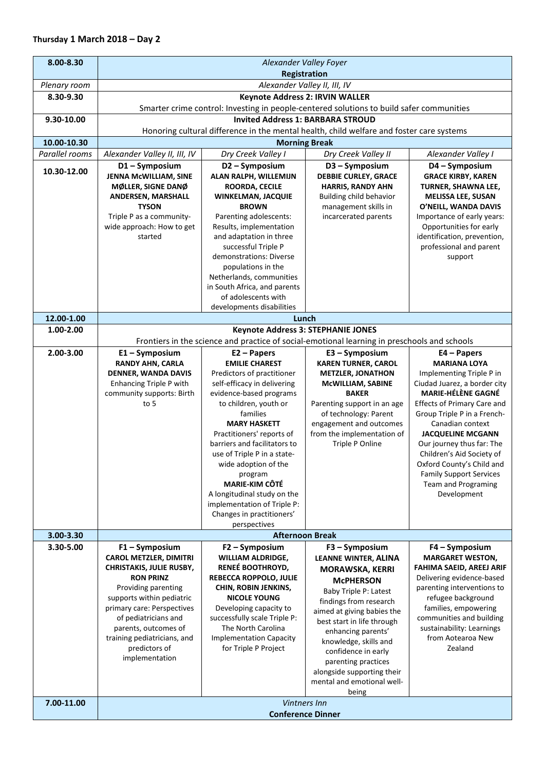## Thursday 1 March 2018 – Day 2

| 8.00-8.30 | *Alexander Valley Foyer* **Registration** | | | |
|---|---|---|---|---|
| *Plenary room* | *Alexander Valley II, III, IV* | | | |
| **8.30-9.30** | **Keynote Address 2: IRVIN WALLER** Smarter crime control: Investing in people-centered solutions to build safer communities | | | |
| **9.30-10.00** | **Invited Address 1: BARBARA STROUD** Honoring cultural difference in the mental health, child welfare and foster care systems | | | |
| **10.00-10.30** | **Morning Break** | | | |
| *Parallel rooms* | *Alexander Valley II, III, IV* | *Dry Creek Valley I* | *Dry Creek Valley II* | *Alexander Valley I* |
| **10.30-12.00** | **D1 – Symposium** **JENNA McWILLIAM, SINE MØLLER, SIGNE DANØ ANDERSEN, MARSHALL TYSON** Triple P as a community-wide approach: How to get started | **D2 – Symposium** **ALAN RALPH, WILLEMIJN ROORDA, CECILE WINKELMAN, JACQUIE BROWN** Parenting adolescents: Results, implementation and adaptation in three successful Triple P demonstrations: Diverse populations in the Netherlands, communities in South Africa, and parents of adolescents with developments disabilities | **D3 – Symposium** **DEBBIE CURLEY, GRACE HARRIS, RANDY AHN** Building child behavior management skills in incarcerated parents | **D4 – Symposium** **GRACE KIRBY, KAREN TURNER, SHAWNA LEE, MELISSA LEE, SUSAN O'NEILL, WANDA DAVIS** Importance of early years: Opportunities for early identification, prevention, professional and parent support |
| **12.00-1.00** | **Lunch** | | | |
| **1.00-2.00** | **Keynote Address 3: STEPHANIE JONES** Frontiers in the science and practice of social-emotional learning in preschools and schools | | | |
| **2.00-3.00** | **E1 – Symposium** **RANDY AHN, CARLA DENNER, WANDA DAVIS** Enhancing Triple P with community supports: Birth to 5 | **E2 – Papers** **EMILIE CHAREST** Predictors of practitioner self-efficacy in delivering evidence-based programs to children, youth or families **MARY HASKETT** Practitioners' reports of barriers and facilitators to use of Triple P in a state-wide adoption of the program **MARIE-KIM CÔTÉ** A longitudinal study on the implementation of Triple P: Changes in practitioners' perspectives | **E3 – Symposium** **KAREN TURNER, CAROL METZLER, JONATHON McWILLIAM, SABINE BAKER** Parenting support in an age of technology: Parent engagement and outcomes from the implementation of Triple P Online | **E4 – Papers** **MARIANA LOYA** Implementing Triple P in Ciudad Juarez, a border city **MARIE-HÉLÈNE GAGNÉ** Effects of Primary Care and Group Triple P in a French-Canadian context **JACQUELINE MCGANN** Our journey thus far: The Children's Aid Society of Oxford County's Child and Family Support Services Team and Programing Development |
| **3.00-3.30** | **Afternoon Break** | | | |
| **3.30-5.00** | **F1 – Symposium** **CAROL METZLER, DIMITRI CHRISTAKIS, JULIE RUSBY, RON PRINZ** Providing parenting supports within pediatric primary care: Perspectives of pediatricians and parents, outcomes of training pediatricians, and predictors of implementation | **F2 – Symposium** **WILLIAM ALDRIDGE, RENEÉ BOOTHROYD, REBECCA ROPPOLO, JULIE CHIN, ROBIN JENKINS, NICOLE YOUNG** Developing capacity to successfully scale Triple P: The North Carolina Implementation Capacity for Triple P Project | **F3 – Symposium** **LEANNE WINTER, ALINA MORAWSKA, KERRI McPHERSON** Baby Triple P: Latest findings from research aimed at giving babies the best start in life through enhancing parents' knowledge, skills and confidence in early parenting practices alongside supporting their mental and emotional well-being | **F4 – Symposium** **MARGARET WESTON, FAHIMA SAEID, AREEJ ARIF** Delivering evidence-based parenting interventions to refugee background families, empowering communities and building sustainability: Learnings from Aotearoa New Zealand |
| **7.00-11.00** | *Vintners Inn* **Conference Dinner** | | | |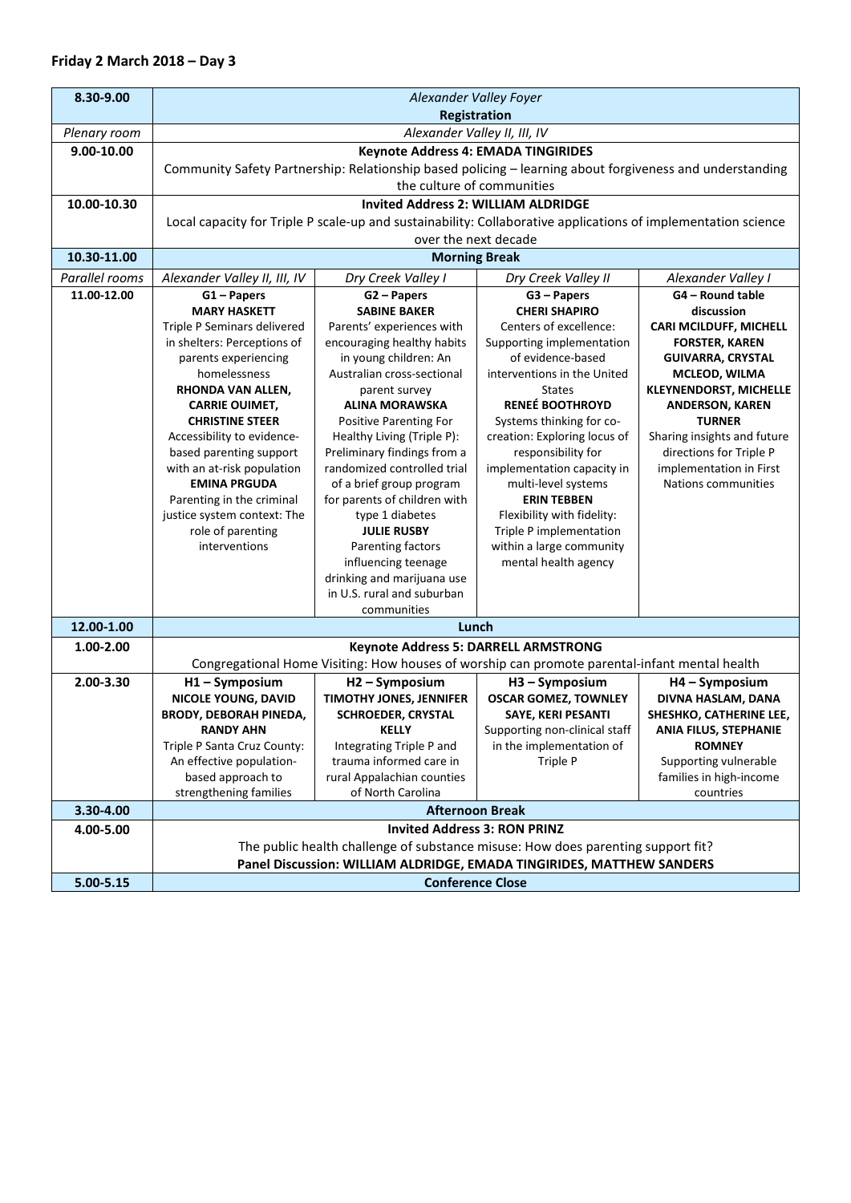## Friday 2 March 2018 – Day 3

| | | | | |
|---|---|---|---|---|
| **8.30-9.00** | *Alexander Valley Foyer* **Registration** | | | |
| *Plenary room* | *Alexander Valley II, III, IV* | | | |
| **9.00-10.00** | **Keynote Address 4: EMADA TINGIRIDES** Community Safety Partnership: Relationship based policing – learning about forgiveness and understanding the culture of communities | | | |
| **10.00-10.30** | **Invited Address 2: WILLIAM ALDRIDGE** Local capacity for Triple P scale-up and sustainability: Collaborative applications of implementation science over the next decade | | | |
| **10.30-11.00** | **Morning Break** | | | |
| *Parallel rooms* | *Alexander Valley II, III, IV* | *Dry Creek Valley I* | *Dry Creek Valley II* | *Alexander Valley I* |
| **11.00-12.00** | **G1 – Papers** **MARY HASKETT** Triple P Seminars delivered in shelters: Perceptions of parents experiencing homelessness **RHONDA VAN ALLEN, CARRIE OUIMET, CHRISTINE STEER** Accessibility to evidence-based parenting support with an at-risk population **EMINA PRGUDA** Parenting in the criminal justice system context: The role of parenting interventions | **G2 – Papers** **SABINE BAKER** Parents' experiences with encouraging healthy habits in young children: An Australian cross-sectional parent survey **ALINA MORAWSKA** Positive Parenting For Healthy Living (Triple P): Preliminary findings from a randomized controlled trial of a brief group program for parents of children with type 1 diabetes **JULIE RUSBY** Parenting factors influencing teenage drinking and marijuana use in U.S. rural and suburban communities | **G3 – Papers** **CHERI SHAPIRO** Centers of excellence: Supporting implementation of evidence-based interventions in the United States **RENEÉ BOOTHROYD** Systems thinking for co-creation: Exploring locus of responsibility for implementation capacity in multi-level systems **ERIN TEBBEN** Flexibility with fidelity: Triple P implementation within a large community mental health agency | **G4 – Round table discussion** **CARI MCILDUFF, MICHELL FORSTER, KAREN GUIVARRA, CRYSTAL MCLEOD, WILMA KLEYNENDORST, MICHELLE ANDERSON, KAREN TURNER** Sharing insights and future directions for Triple P implementation in First Nations communities |
| **12.00-1.00** | **Lunch** | | | |
| **1.00-2.00** | **Keynote Address 5: DARRELL ARMSTRONG** Congregational Home Visiting: How houses of worship can promote parental-infant mental health | | | |
| **2.00-3.30** | **H1 – Symposium** **NICOLE YOUNG, DAVID BRODY, DEBORAH PINEDA, RANDY AHN** Triple P Santa Cruz County: An effective population-based approach to strengthening families | **H2 – Symposium** **TIMOTHY JONES, JENNIFER SCHROEDER, CRYSTAL KELLY** Integrating Triple P and trauma informed care in rural Appalachian counties of North Carolina | **H3 – Symposium** **OSCAR GOMEZ, TOWNLEY SAYE, KERI PESANTI** Supporting non-clinical staff in the implementation of Triple P | **H4 – Symposium** **DIVNA HASLAM, DANA SHESHKO, CATHERINE LEE, ANIA FILUS, STEPHANIE ROMNEY** Supporting vulnerable families in high-income countries |
| **3.30-4.00** | **Afternoon Break** | | | |
| **4.00-5.00** | **Invited Address 3: RON PRINZ** The public health challenge of substance misuse: How does parenting support fit? **Panel Discussion: WILLIAM ALDRIDGE, EMADA TINGIRIDES, MATTHEW SANDERS** | | | |
| **5.00-5.15** | **Conference Close** | | | |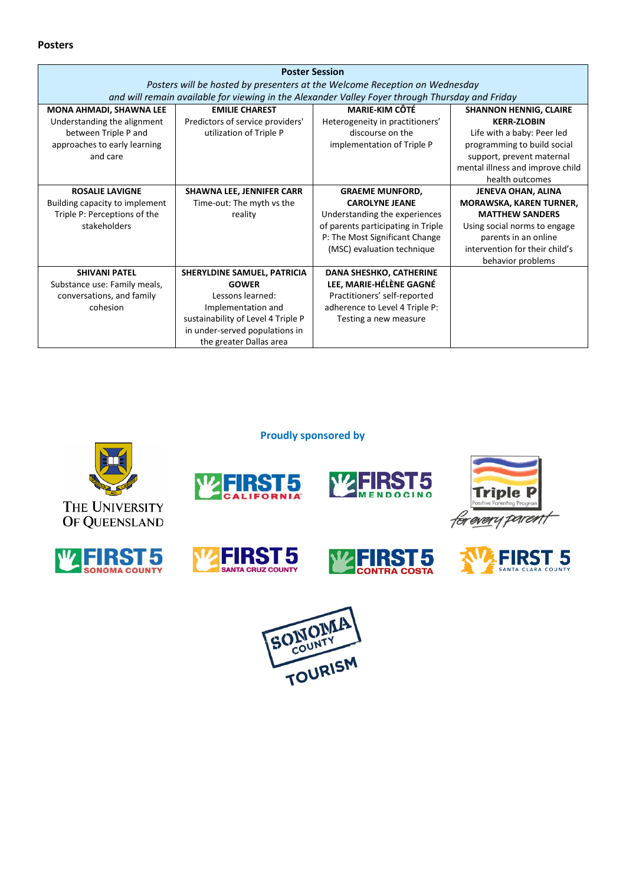**Posters**

| Poster Session<br>*Posters will be hosted by presenters at the Welcome Reception on Wednesday and will remain available for viewing in the Alexander Valley Foyer through Thursday and Friday* | | | |
|---|---|---|---|
| **MONA AHMADI, SHAWNA LEE**<br>Understanding the alignment between Triple P and approaches to early learning and care | **EMILIE CHAREST**<br>Predictors of service providers' utilization of Triple P | **MARIE-KIM CÔTÉ**<br>Heterogeneity in practitioners' discourse on the implementation of Triple P | **SHANNON HENNIG, CLAIRE KERR-ZLOBIN**<br>Life with a baby: Peer led programming to build social support, prevent maternal mental illness and improve child health outcomes |
| **ROSALIE LAVIGNE**<br>Building capacity to implement Triple P: Perceptions of the stakeholders | **SHAWNA LEE, JENNIFER CARR**<br>Time-out: The myth vs the reality | **GRAEME MUNFORD, CAROLYNE JEANE**<br>Understanding the experiences of parents participating in Triple P: The Most Significant Change (MSC) evaluation technique | **JENEVA OHAN, ALINA MORAWSKA, KAREN TURNER, MATTHEW SANDERS**<br>Using social norms to engage parents in an online intervention for their child's behavior problems |
| **SHIVANI PATEL**<br>Substance use: Family meals, conversations, and family cohesion | **SHERYLDINE SAMUEL, PATRICIA GOWER**<br>Lessons learned: Implementation and sustainability of Level 4 Triple P in under-served populations in the greater Dallas area | **DANA SHESHKO, CATHERINE LEE, MARIE-HÉLÈNE GAGNÉ**<br>Practitioners' self-reported adherence to Level 4 Triple P: Testing a new measure | |

**Proudly sponsored by**

The University Of Queensland

FIRST 5 CALIFORNIA

FIRST 5 MENDOCINO

Triple P Positive Parenting Program — for every parent

FIRST 5 SONOMA COUNTY

FIRST 5 SANTA CRUZ COUNTY

FIRST 5 CONTRA COSTA

FIRST 5 SANTA CLARA COUNTY

SONOMA COUNTY TOURISM